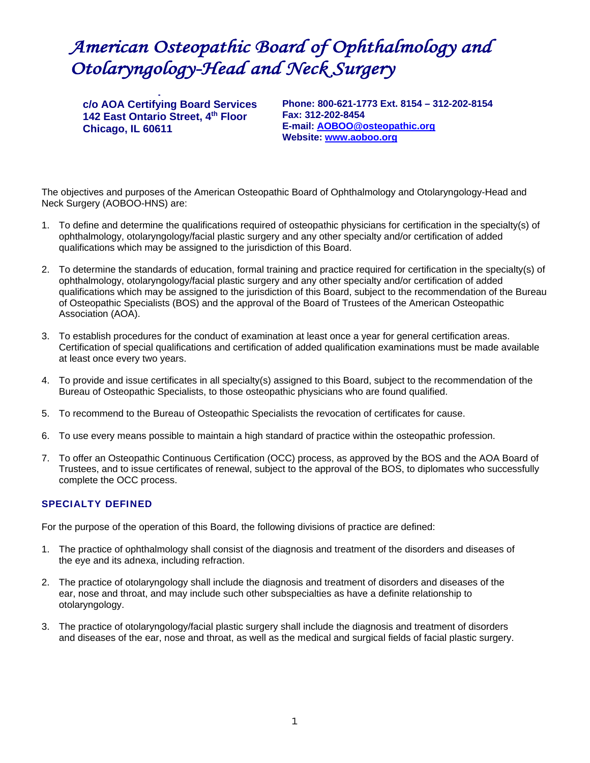# American Osteopathic Board of Ophthalmology and Otolaryngology-Head and Neck Surgery

**c/o AOA Certifying Board Services**
**142 East Ontario Street, 4th Floor**
**Chicago, IL 60611**

**Phone: 800-621-1773 Ext. 8154 – 312-202-8154**
**Fax: 312-202-8454**
**E-mail: AOBOO@osteopathic.org**
**Website: www.aoboo.org**

The objectives and purposes of the American Osteopathic Board of Ophthalmology and Otolaryngology-Head and Neck Surgery (AOBOO-HNS) are:

1. To define and determine the qualifications required of osteopathic physicians for certification in the specialty(s) of ophthalmology, otolaryngology/facial plastic surgery and any other specialty and/or certification of added qualifications which may be assigned to the jurisdiction of this Board.

2. To determine the standards of education, formal training and practice required for certification in the specialty(s) of ophthalmology, otolaryngology/facial plastic surgery and any other specialty and/or certification of added qualifications which may be assigned to the jurisdiction of this Board, subject to the recommendation of the Bureau of Osteopathic Specialists (BOS) and the approval of the Board of Trustees of the American Osteopathic Association (AOA).

3. To establish procedures for the conduct of examination at least once a year for general certification areas. Certification of special qualifications and certification of added qualification examinations must be made available at least once every two years.

4. To provide and issue certificates in all specialty(s) assigned to this Board, subject to the recommendation of the Bureau of Osteopathic Specialists, to those osteopathic physicians who are found qualified.

5. To recommend to the Bureau of Osteopathic Specialists the revocation of certificates for cause.

6. To use every means possible to maintain a high standard of practice within the osteopathic profession.

7. To offer an Osteopathic Continuous Certification (OCC) process, as approved by the BOS and the AOA Board of Trustees, and to issue certificates of renewal, subject to the approval of the BOS, to diplomates who successfully complete the OCC process.

## SPECIALTY DEFINED

For the purpose of the operation of this Board, the following divisions of practice are defined:

1. The practice of ophthalmology shall consist of the diagnosis and treatment of the disorders and diseases of the eye and its adnexa, including refraction.

2. The practice of otolaryngology shall include the diagnosis and treatment of disorders and diseases of the ear, nose and throat, and may include such other subspecialties as have a definite relationship to otolaryngology.

3. The practice of otolaryngology/facial plastic surgery shall include the diagnosis and treatment of disorders and diseases of the ear, nose and throat, as well as the medical and surgical fields of facial plastic surgery.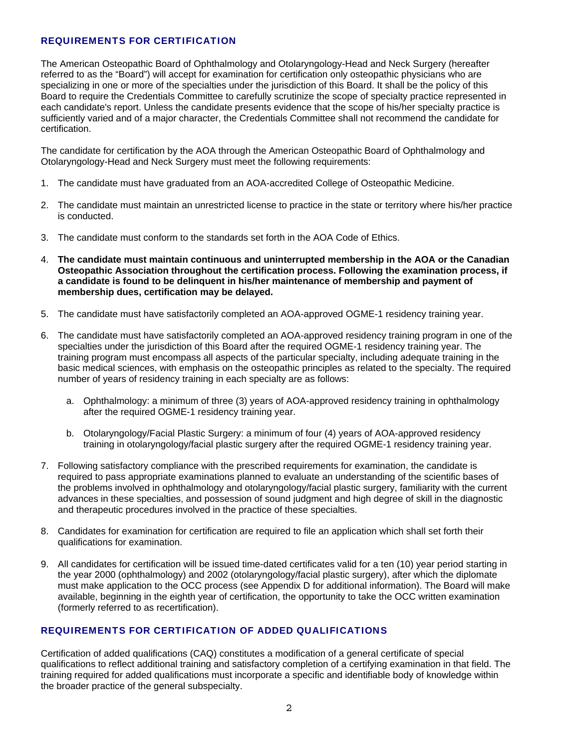## REQUIREMENTS FOR CERTIFICATION

The American Osteopathic Board of Ophthalmology and Otolaryngology-Head and Neck Surgery (hereafter referred to as the "Board") will accept for examination for certification only osteopathic physicians who are specializing in one or more of the specialties under the jurisdiction of this Board. It shall be the policy of this Board to require the Credentials Committee to carefully scrutinize the scope of specialty practice represented in each candidate's report. Unless the candidate presents evidence that the scope of his/her specialty practice is sufficiently varied and of a major character, the Credentials Committee shall not recommend the candidate for certification.

The candidate for certification by the AOA through the American Osteopathic Board of Ophthalmology and Otolaryngology-Head and Neck Surgery must meet the following requirements:

1. The candidate must have graduated from an AOA-accredited College of Osteopathic Medicine.

2. The candidate must maintain an unrestricted license to practice in the state or territory where his/her practice is conducted.

3. The candidate must conform to the standards set forth in the AOA Code of Ethics.

4. **The candidate must maintain continuous and uninterrupted membership in the AOA or the Canadian Osteopathic Association throughout the certification process. Following the examination process, if a candidate is found to be delinquent in his/her maintenance of membership and payment of membership dues, certification may be delayed.**

5. The candidate must have satisfactorily completed an AOA-approved OGME-1 residency training year.

6. The candidate must have satisfactorily completed an AOA-approved residency training program in one of the specialties under the jurisdiction of this Board after the required OGME-1 residency training year. The training program must encompass all aspects of the particular specialty, including adequate training in the basic medical sciences, with emphasis on the osteopathic principles as related to the specialty. The required number of years of residency training in each specialty are as follows:

   a. Ophthalmology: a minimum of three (3) years of AOA-approved residency training in ophthalmology after the required OGME-1 residency training year.

   b. Otolaryngology/Facial Plastic Surgery: a minimum of four (4) years of AOA-approved residency training in otolaryngology/facial plastic surgery after the required OGME-1 residency training year.

7. Following satisfactory compliance with the prescribed requirements for examination, the candidate is required to pass appropriate examinations planned to evaluate an understanding of the scientific bases of the problems involved in ophthalmology and otolaryngology/facial plastic surgery, familiarity with the current advances in these specialties, and possession of sound judgment and high degree of skill in the diagnostic and therapeutic procedures involved in the practice of these specialties.

8. Candidates for examination for certification are required to file an application which shall set forth their qualifications for examination.

9. All candidates for certification will be issued time-dated certificates valid for a ten (10) year period starting in the year 2000 (ophthalmology) and 2002 (otolaryngology/facial plastic surgery), after which the diplomate must make application to the OCC process (see Appendix D for additional information). The Board will make available, beginning in the eighth year of certification, the opportunity to take the OCC written examination (formerly referred to as recertification).

## REQUIREMENTS FOR CERTIFICATION OF ADDED QUALIFICATIONS

Certification of added qualifications (CAQ) constitutes a modification of a general certificate of special qualifications to reflect additional training and satisfactory completion of a certifying examination in that field. The training required for added qualifications must incorporate a specific and identifiable body of knowledge within the broader practice of the general subspecialty.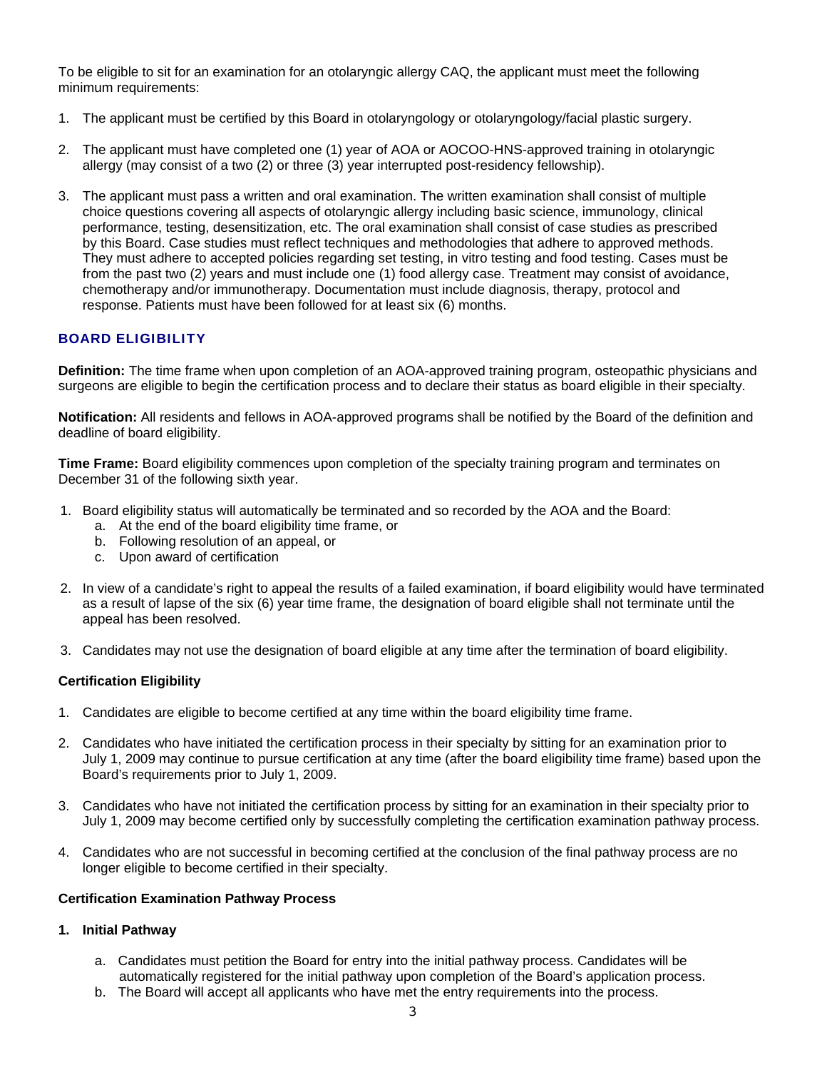To be eligible to sit for an examination for an otolaryngic allergy CAQ, the applicant must meet the following minimum requirements:

1. The applicant must be certified by this Board in otolaryngology or otolaryngology/facial plastic surgery.

2. The applicant must have completed one (1) year of AOA or AOCOO-HNS-approved training in otolaryngic allergy (may consist of a two (2) or three (3) year interrupted post-residency fellowship).

3. The applicant must pass a written and oral examination. The written examination shall consist of multiple choice questions covering all aspects of otolaryngic allergy including basic science, immunology, clinical performance, testing, desensitization, etc. The oral examination shall consist of case studies as prescribed by this Board. Case studies must reflect techniques and methodologies that adhere to approved methods. They must adhere to accepted policies regarding set testing, in vitro testing and food testing. Cases must be from the past two (2) years and must include one (1) food allergy case. Treatment may consist of avoidance, chemotherapy and/or immunotherapy. Documentation must include diagnosis, therapy, protocol and response. Patients must have been followed for at least six (6) months.

## BOARD ELIGIBILITY

**Definition:** The time frame when upon completion of an AOA-approved training program, osteopathic physicians and surgeons are eligible to begin the certification process and to declare their status as board eligible in their specialty.

**Notification:** All residents and fellows in AOA-approved programs shall be notified by the Board of the definition and deadline of board eligibility.

**Time Frame:** Board eligibility commences upon completion of the specialty training program and terminates on December 31 of the following sixth year.

1. Board eligibility status will automatically be terminated and so recorded by the AOA and the Board:
   a. At the end of the board eligibility time frame, or
   b. Following resolution of an appeal, or
   c. Upon award of certification

2. In view of a candidate's right to appeal the results of a failed examination, if board eligibility would have terminated as a result of lapse of the six (6) year time frame, the designation of board eligible shall not terminate until the appeal has been resolved.

3. Candidates may not use the designation of board eligible at any time after the termination of board eligibility.

### Certification Eligibility

1. Candidates are eligible to become certified at any time within the board eligibility time frame.

2. Candidates who have initiated the certification process in their specialty by sitting for an examination prior to July 1, 2009 may continue to pursue certification at any time (after the board eligibility time frame) based upon the Board's requirements prior to July 1, 2009.

3. Candidates who have not initiated the certification process by sitting for an examination in their specialty prior to July 1, 2009 may become certified only by successfully completing the certification examination pathway process.

4. Candidates who are not successful in becoming certified at the conclusion of the final pathway process are no longer eligible to become certified in their specialty.

### Certification Examination Pathway Process

**1. Initial Pathway**

a. Candidates must petition the Board for entry into the initial pathway process. Candidates will be automatically registered for the initial pathway upon completion of the Board's application process.
b. The Board will accept all applicants who have met the entry requirements into the process.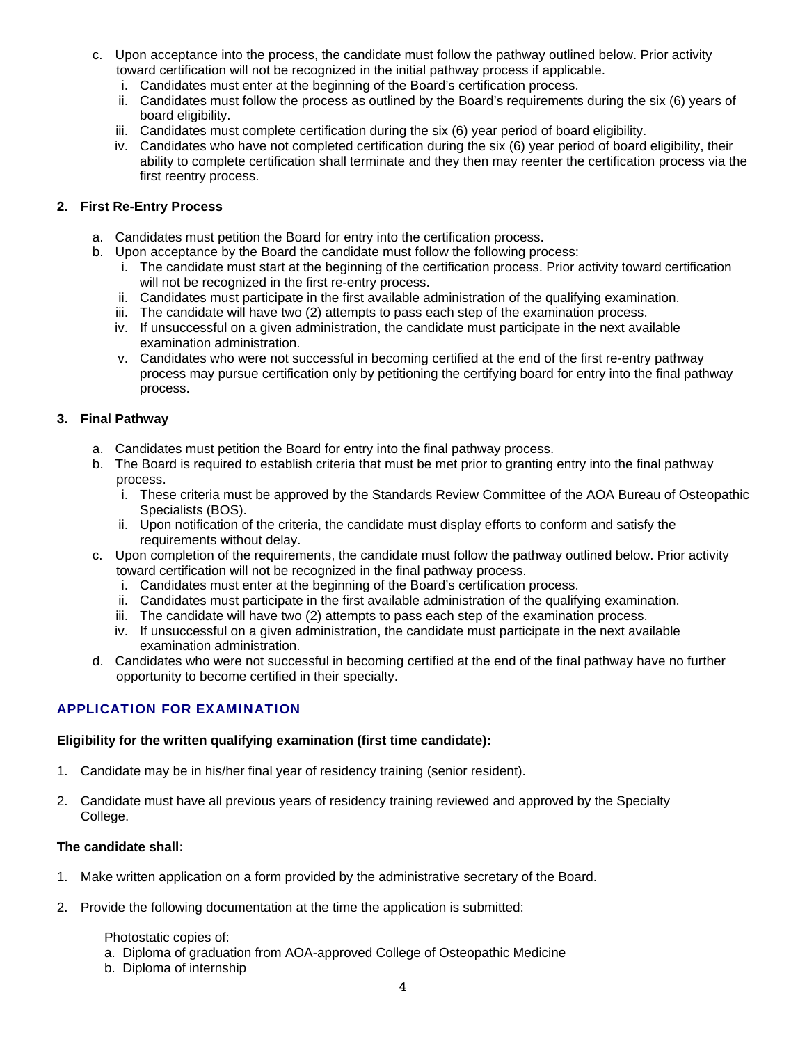c. Upon acceptance into the process, the candidate must follow the pathway outlined below. Prior activity toward certification will not be recognized in the initial pathway process if applicable.
   i. Candidates must enter at the beginning of the Board's certification process.
   ii. Candidates must follow the process as outlined by the Board's requirements during the six (6) years of board eligibility.
   iii. Candidates must complete certification during the six (6) year period of board eligibility.
   iv. Candidates who have not completed certification during the six (6) year period of board eligibility, their ability to complete certification shall terminate and they then may reenter the certification process via the first reentry process.

**2. First Re-Entry Process**

a. Candidates must petition the Board for entry into the certification process.
b. Upon acceptance by the Board the candidate must follow the following process:
   i. The candidate must start at the beginning of the certification process. Prior activity toward certification will not be recognized in the first re-entry process.
   ii. Candidates must participate in the first available administration of the qualifying examination.
   iii. The candidate will have two (2) attempts to pass each step of the examination process.
   iv. If unsuccessful on a given administration, the candidate must participate in the next available examination administration.
   v. Candidates who were not successful in becoming certified at the end of the first re-entry pathway process may pursue certification only by petitioning the certifying board for entry into the final pathway process.

**3. Final Pathway**

a. Candidates must petition the Board for entry into the final pathway process.
b. The Board is required to establish criteria that must be met prior to granting entry into the final pathway process.
   i. These criteria must be approved by the Standards Review Committee of the AOA Bureau of Osteopathic Specialists (BOS).
   ii. Upon notification of the criteria, the candidate must display efforts to conform and satisfy the requirements without delay.
c. Upon completion of the requirements, the candidate must follow the pathway outlined below. Prior activity toward certification will not be recognized in the final pathway process.
   i. Candidates must enter at the beginning of the Board's certification process.
   ii. Candidates must participate in the first available administration of the qualifying examination.
   iii. The candidate will have two (2) attempts to pass each step of the examination process.
   iv. If unsuccessful on a given administration, the candidate must participate in the next available examination administration.
d. Candidates who were not successful in becoming certified at the end of the final pathway have no further opportunity to become certified in their specialty.

## APPLICATION FOR EXAMINATION

**Eligibility for the written qualifying examination (first time candidate):**

1. Candidate may be in his/her final year of residency training (senior resident).

2. Candidate must have all previous years of residency training reviewed and approved by the Specialty College.

**The candidate shall:**

1. Make written application on a form provided by the administrative secretary of the Board.

2. Provide the following documentation at the time the application is submitted:

   Photostatic copies of:
   a. Diploma of graduation from AOA-approved College of Osteopathic Medicine
   b. Diploma of internship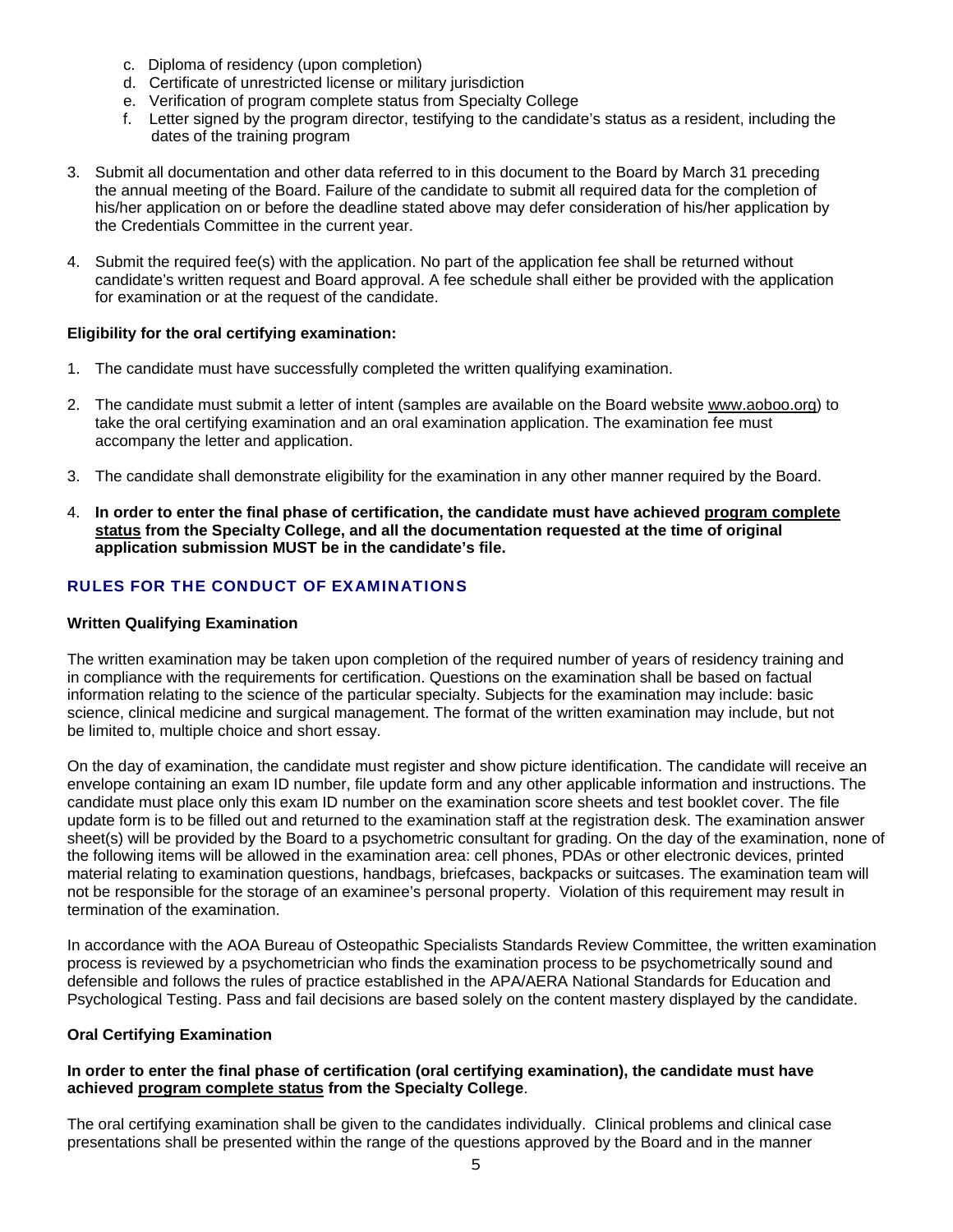c. Diploma of residency (upon completion)
d. Certificate of unrestricted license or military jurisdiction
e. Verification of program complete status from Specialty College
f. Letter signed by the program director, testifying to the candidate's status as a resident, including the dates of the training program

3. Submit all documentation and other data referred to in this document to the Board by March 31 preceding the annual meeting of the Board. Failure of the candidate to submit all required data for the completion of his/her application on or before the deadline stated above may defer consideration of his/her application by the Credentials Committee in the current year.

4. Submit the required fee(s) with the application. No part of the application fee shall be returned without candidate's written request and Board approval. A fee schedule shall either be provided with the application for examination or at the request of the candidate.

**Eligibility for the oral certifying examination:**

1. The candidate must have successfully completed the written qualifying examination.

2. The candidate must submit a letter of intent (samples are available on the Board website www.aoboo.org) to take the oral certifying examination and an oral examination application. The examination fee must accompany the letter and application.

3. The candidate shall demonstrate eligibility for the examination in any other manner required by the Board.

4. **In order to enter the final phase of certification, the candidate must have achieved program complete status from the Specialty College, and all the documentation requested at the time of original application submission MUST be in the candidate's file.**

## RULES FOR THE CONDUCT OF EXAMINATIONS

**Written Qualifying Examination**

The written examination may be taken upon completion of the required number of years of residency training and in compliance with the requirements for certification. Questions on the examination shall be based on factual information relating to the science of the particular specialty. Subjects for the examination may include: basic science, clinical medicine and surgical management. The format of the written examination may include, but not be limited to, multiple choice and short essay.

On the day of examination, the candidate must register and show picture identification. The candidate will receive an envelope containing an exam ID number, file update form and any other applicable information and instructions. The candidate must place only this exam ID number on the examination score sheets and test booklet cover. The file update form is to be filled out and returned to the examination staff at the registration desk. The examination answer sheet(s) will be provided by the Board to a psychometric consultant for grading. On the day of the examination, none of the following items will be allowed in the examination area: cell phones, PDAs or other electronic devices, printed material relating to examination questions, handbags, briefcases, backpacks or suitcases. The examination team will not be responsible for the storage of an examinee's personal property. Violation of this requirement may result in termination of the examination.

In accordance with the AOA Bureau of Osteopathic Specialists Standards Review Committee, the written examination process is reviewed by a psychometrician who finds the examination process to be psychometrically sound and defensible and follows the rules of practice established in the APA/AERA National Standards for Education and Psychological Testing. Pass and fail decisions are based solely on the content mastery displayed by the candidate.

**Oral Certifying Examination**

**In order to enter the final phase of certification (oral certifying examination), the candidate must have achieved program complete status from the Specialty College**.

The oral certifying examination shall be given to the candidates individually. Clinical problems and clinical case presentations shall be presented within the range of the questions approved by the Board and in the manner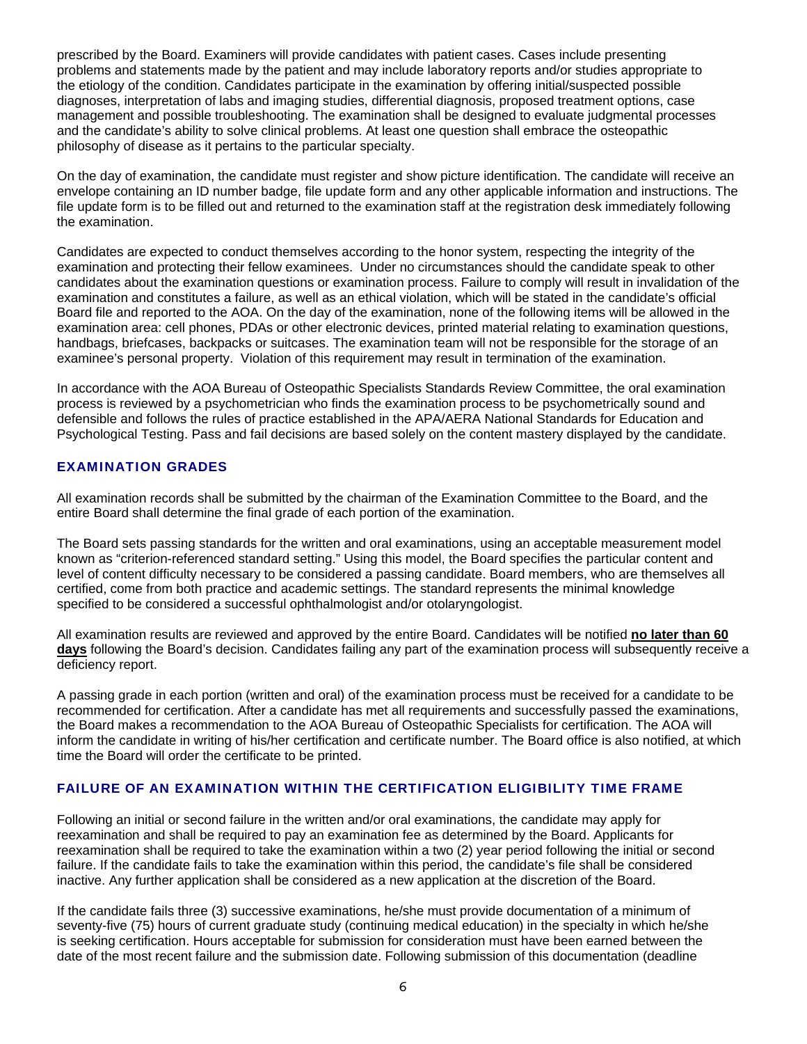prescribed by the Board. Examiners will provide candidates with patient cases. Cases include presenting problems and statements made by the patient and may include laboratory reports and/or studies appropriate to the etiology of the condition. Candidates participate in the examination by offering initial/suspected possible diagnoses, interpretation of labs and imaging studies, differential diagnosis, proposed treatment options, case management and possible troubleshooting. The examination shall be designed to evaluate judgmental processes and the candidate's ability to solve clinical problems. At least one question shall embrace the osteopathic philosophy of disease as it pertains to the particular specialty.

On the day of examination, the candidate must register and show picture identification. The candidate will receive an envelope containing an ID number badge, file update form and any other applicable information and instructions. The file update form is to be filled out and returned to the examination staff at the registration desk immediately following the examination.

Candidates are expected to conduct themselves according to the honor system, respecting the integrity of the examination and protecting their fellow examinees. Under no circumstances should the candidate speak to other candidates about the examination questions or examination process. Failure to comply will result in invalidation of the examination and constitutes a failure, as well as an ethical violation, which will be stated in the candidate's official Board file and reported to the AOA. On the day of the examination, none of the following items will be allowed in the examination area: cell phones, PDAs or other electronic devices, printed material relating to examination questions, handbags, briefcases, backpacks or suitcases. The examination team will not be responsible for the storage of an examinee's personal property. Violation of this requirement may result in termination of the examination.

In accordance with the AOA Bureau of Osteopathic Specialists Standards Review Committee, the oral examination process is reviewed by a psychometrician who finds the examination process to be psychometrically sound and defensible and follows the rules of practice established in the APA/AERA National Standards for Education and Psychological Testing. Pass and fail decisions are based solely on the content mastery displayed by the candidate.

## EXAMINATION GRADES

All examination records shall be submitted by the chairman of the Examination Committee to the Board, and the entire Board shall determine the final grade of each portion of the examination.

The Board sets passing standards for the written and oral examinations, using an acceptable measurement model known as "criterion-referenced standard setting." Using this model, the Board specifies the particular content and level of content difficulty necessary to be considered a passing candidate. Board members, who are themselves all certified, come from both practice and academic settings. The standard represents the minimal knowledge specified to be considered a successful ophthalmologist and/or otolaryngologist.

All examination results are reviewed and approved by the entire Board. Candidates will be notified **no later than 60 days** following the Board's decision. Candidates failing any part of the examination process will subsequently receive a deficiency report.

A passing grade in each portion (written and oral) of the examination process must be received for a candidate to be recommended for certification. After a candidate has met all requirements and successfully passed the examinations, the Board makes a recommendation to the AOA Bureau of Osteopathic Specialists for certification. The AOA will inform the candidate in writing of his/her certification and certificate number. The Board office is also notified, at which time the Board will order the certificate to be printed.

## FAILURE OF AN EXAMINATION WITHIN THE CERTIFICATION ELIGIBILITY TIME FRAME

Following an initial or second failure in the written and/or oral examinations, the candidate may apply for reexamination and shall be required to pay an examination fee as determined by the Board. Applicants for reexamination shall be required to take the examination within a two (2) year period following the initial or second failure. If the candidate fails to take the examination within this period, the candidate's file shall be considered inactive. Any further application shall be considered as a new application at the discretion of the Board.

If the candidate fails three (3) successive examinations, he/she must provide documentation of a minimum of seventy-five (75) hours of current graduate study (continuing medical education) in the specialty in which he/she is seeking certification. Hours acceptable for submission for consideration must have been earned between the date of the most recent failure and the submission date. Following submission of this documentation (deadline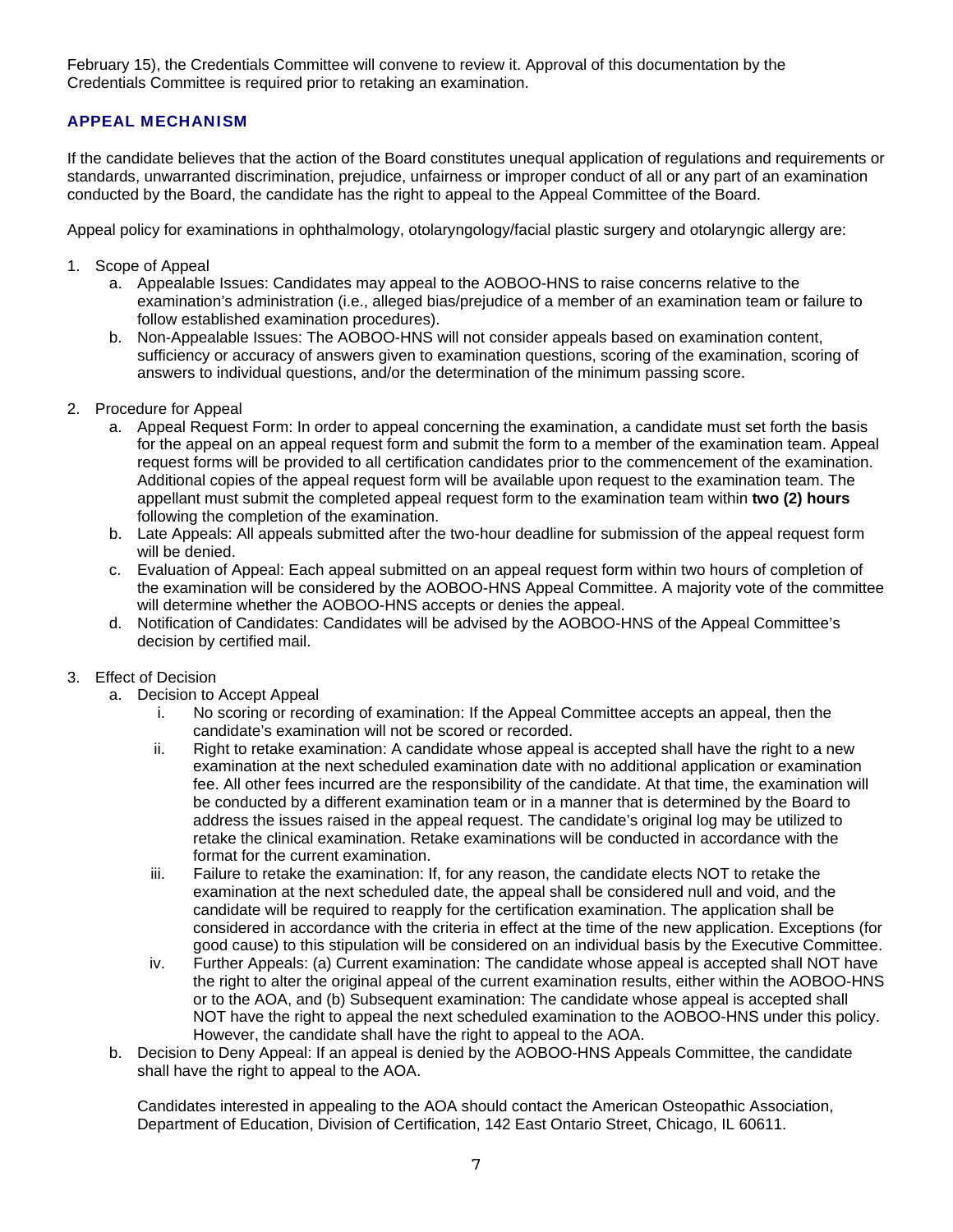February 15), the Credentials Committee will convene to review it. Approval of this documentation by the Credentials Committee is required prior to retaking an examination.

## APPEAL MECHANISM

If the candidate believes that the action of the Board constitutes unequal application of regulations and requirements or standards, unwarranted discrimination, prejudice, unfairness or improper conduct of all or any part of an examination conducted by the Board, the candidate has the right to appeal to the Appeal Committee of the Board.

Appeal policy for examinations in ophthalmology, otolaryngology/facial plastic surgery and otolaryngic allergy are:

1. Scope of Appeal
   a. Appealable Issues: Candidates may appeal to the AOBOO-HNS to raise concerns relative to the examination's administration (i.e., alleged bias/prejudice of a member of an examination team or failure to follow established examination procedures).
   b. Non-Appealable Issues: The AOBOO-HNS will not consider appeals based on examination content, sufficiency or accuracy of answers given to examination questions, scoring of the examination, scoring of answers to individual questions, and/or the determination of the minimum passing score.

2. Procedure for Appeal
   a. Appeal Request Form: In order to appeal concerning the examination, a candidate must set forth the basis for the appeal on an appeal request form and submit the form to a member of the examination team. Appeal request forms will be provided to all certification candidates prior to the commencement of the examination. Additional copies of the appeal request form will be available upon request to the examination team. The appellant must submit the completed appeal request form to the examination team within **two (2) hours** following the completion of the examination.
   b. Late Appeals: All appeals submitted after the two-hour deadline for submission of the appeal request form will be denied.
   c. Evaluation of Appeal: Each appeal submitted on an appeal request form within two hours of completion of the examination will be considered by the AOBOO-HNS Appeal Committee. A majority vote of the committee will determine whether the AOBOO-HNS accepts or denies the appeal.
   d. Notification of Candidates: Candidates will be advised by the AOBOO-HNS of the Appeal Committee's decision by certified mail.

3. Effect of Decision
   a. Decision to Accept Appeal
      i. No scoring or recording of examination: If the Appeal Committee accepts an appeal, then the candidate's examination will not be scored or recorded.
      ii. Right to retake examination: A candidate whose appeal is accepted shall have the right to a new examination at the next scheduled examination date with no additional application or examination fee. All other fees incurred are the responsibility of the candidate. At that time, the examination will be conducted by a different examination team or in a manner that is determined by the Board to address the issues raised in the appeal request. The candidate's original log may be utilized to retake the clinical examination. Retake examinations will be conducted in accordance with the format for the current examination.
      iii. Failure to retake the examination: If, for any reason, the candidate elects NOT to retake the examination at the next scheduled date, the appeal shall be considered null and void, and the candidate will be required to reapply for the certification examination. The application shall be considered in accordance with the criteria in effect at the time of the new application. Exceptions (for good cause) to this stipulation will be considered on an individual basis by the Executive Committee.
      iv. Further Appeals: (a) Current examination: The candidate whose appeal is accepted shall NOT have the right to alter the original appeal of the current examination results, either within the AOBOO-HNS or to the AOA, and (b) Subsequent examination: The candidate whose appeal is accepted shall NOT have the right to appeal the next scheduled examination to the AOBOO-HNS under this policy. However, the candidate shall have the right to appeal to the AOA.
   b. Decision to Deny Appeal: If an appeal is denied by the AOBOO-HNS Appeals Committee, the candidate shall have the right to appeal to the AOA.

   Candidates interested in appealing to the AOA should contact the American Osteopathic Association, Department of Education, Division of Certification, 142 East Ontario Street, Chicago, IL 60611.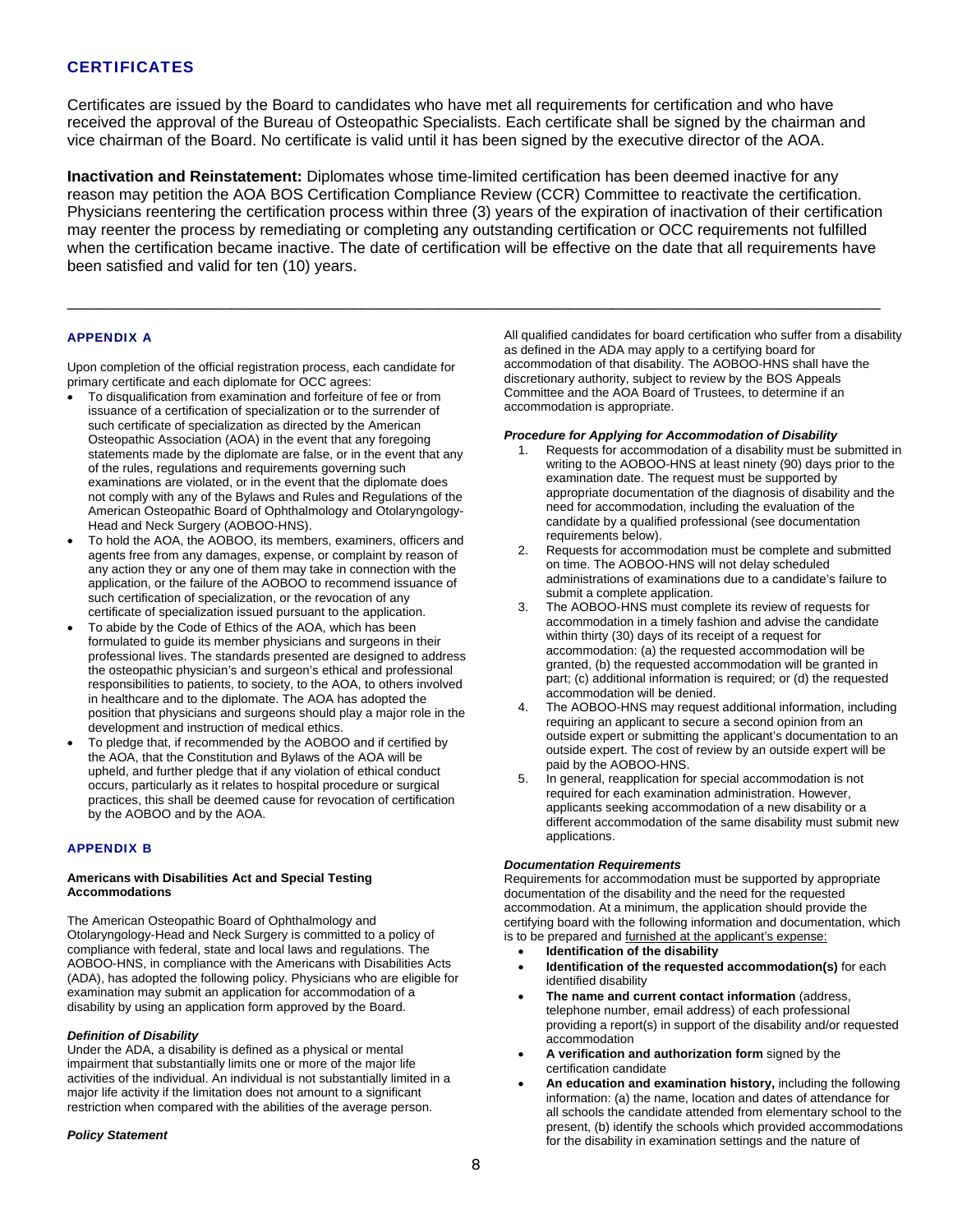## CERTIFICATES

Certificates are issued by the Board to candidates who have met all requirements for certification and who have received the approval of the Bureau of Osteopathic Specialists. Each certificate shall be signed by the chairman and vice chairman of the Board. No certificate is valid until it has been signed by the executive director of the AOA.

**Inactivation and Reinstatement:** Diplomates whose time-limited certification has been deemed inactive for any reason may petition the AOA BOS Certification Compliance Review (CCR) Committee to reactivate the certification. Physicians reentering the certification process within three (3) years of the expiration of inactivation of their certification may reenter the process by remediating or completing any outstanding certification or OCC requirements not fulfilled when the certification became inactive. The date of certification will be effective on the date that all requirements have been satisfied and valid for ten (10) years.

---

### APPENDIX A

Upon completion of the official registration process, each candidate for primary certificate and each diplomate for OCC agrees:

- To disqualification from examination and forfeiture of fee or from issuance of a certification of specialization or to the surrender of such certificate of specialization as directed by the American Osteopathic Association (AOA) in the event that any foregoing statements made by the diplomate are false, or in the event that any of the rules, regulations and requirements governing such examinations are violated, or in the event that the diplomate does not comply with any of the Bylaws and Rules and Regulations of the American Osteopathic Board of Ophthalmology and Otolaryngology-Head and Neck Surgery (AOBOO-HNS).
- To hold the AOA, the AOBOO, its members, examiners, officers and agents free from any damages, expense, or complaint by reason of any action they or any one of them may take in connection with the application, or the failure of the AOBOO to recommend issuance of such certification of specialization, or the revocation of any certificate of specialization issued pursuant to the application.
- To abide by the Code of Ethics of the AOA, which has been formulated to guide its member physicians and surgeons in their professional lives. The standards presented are designed to address the osteopathic physician's and surgeon's ethical and professional responsibilities to patients, to society, to the AOA, to others involved in healthcare and to the diplomate. The AOA has adopted the position that physicians and surgeons should play a major role in the development and instruction of medical ethics.
- To pledge that, if recommended by the AOBOO and if certified by the AOA, that the Constitution and Bylaws of the AOA will be upheld, and further pledge that if any violation of ethical conduct occurs, particularly as it relates to hospital procedure or surgical practices, this shall be deemed cause for revocation of certification by the AOBOO and by the AOA.

### APPENDIX B

**Americans with Disabilities Act and Special Testing Accommodations**

The American Osteopathic Board of Ophthalmology and Otolaryngology-Head and Neck Surgery is committed to a policy of compliance with federal, state and local laws and regulations. The AOBOO-HNS, in compliance with the Americans with Disabilities Acts (ADA), has adopted the following policy. Physicians who are eligible for examination may submit an application for accommodation of a disability by using an application form approved by the Board.

***Definition of Disability***

Under the ADA, a disability is defined as a physical or mental impairment that substantially limits one or more of the major life activities of the individual. An individual is not substantially limited in a major life activity if the limitation does not amount to a significant restriction when compared with the abilities of the average person.

***Policy Statement***

All qualified candidates for board certification who suffer from a disability as defined in the ADA may apply to a certifying board for accommodation of that disability. The AOBOO-HNS shall have the discretionary authority, subject to review by the BOS Appeals Committee and the AOA Board of Trustees, to determine if an accommodation is appropriate.

***Procedure for Applying for Accommodation of Disability***

1. Requests for accommodation of a disability must be submitted in writing to the AOBOO-HNS at least ninety (90) days prior to the examination date. The request must be supported by appropriate documentation of the diagnosis of disability and the need for accommodation, including the evaluation of the candidate by a qualified professional (see documentation requirements below).
2. Requests for accommodation must be complete and submitted on time. The AOBOO-HNS will not delay scheduled administrations of examinations due to a candidate's failure to submit a complete application.
3. The AOBOO-HNS must complete its review of requests for accommodation in a timely fashion and advise the candidate within thirty (30) days of its receipt of a request for accommodation: (a) the requested accommodation will be granted, (b) the requested accommodation will be granted in part; (c) additional information is required; or (d) the requested accommodation will be denied.
4. The AOBOO-HNS may request additional information, including requiring an applicant to secure a second opinion from an outside expert or submitting the applicant's documentation to an outside expert. The cost of review by an outside expert will be paid by the AOBOO-HNS.
5. In general, reapplication for special accommodation is not required for each examination administration. However, applicants seeking accommodation of a new disability or a different accommodation of the same disability must submit new applications.

***Documentation Requirements***

Requirements for accommodation must be supported by appropriate documentation of the disability and the need for the requested accommodation. At a minimum, the application should provide the certifying board with the following information and documentation, which is to be prepared and furnished at the applicant's expense:

- **Identification of the disability**
- **Identification of the requested accommodation(s)** for each identified disability
- **The name and current contact information** (address, telephone number, email address) of each professional providing a report(s) in support of the disability and/or requested accommodation
- **A verification and authorization form** signed by the certification candidate
- **An education and examination history,** including the following information: (a) the name, location and dates of attendance for all schools the candidate attended from elementary school to the present, (b) identify the schools which provided accommodations for the disability in examination settings and the nature of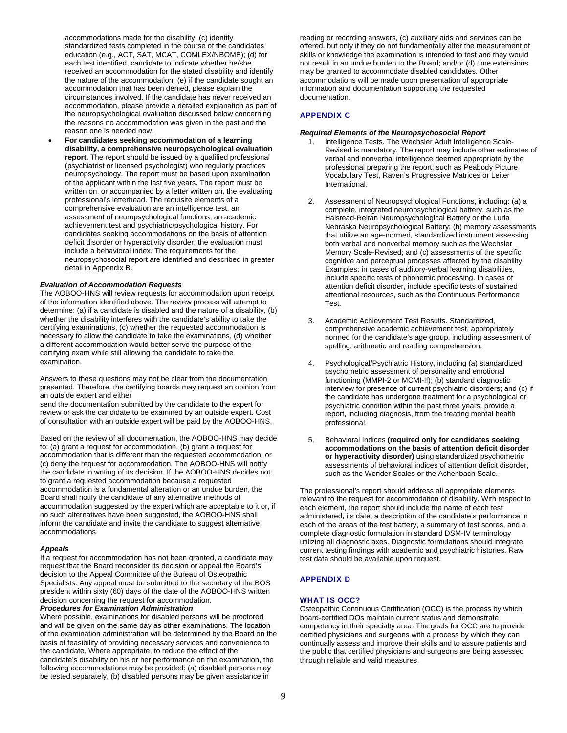accommodations made for the disability, (c) identify standardized tests completed in the course of the candidates education (e.g., ACT, SAT, MCAT, COMLEX/NBOME); (d) for each test identified, candidate to indicate whether he/she received an accommodation for the stated disability and identify the nature of the accommodation; (e) if the candidate sought an accommodation that has been denied, please explain the circumstances involved. If the candidate has never received an accommodation, please provide a detailed explanation as part of the neuropsychological evaluation discussed below concerning the reasons no accommodation was given in the past and the reason one is needed now.

- **For candidates seeking accommodation of a learning disability, a comprehensive neuropsychological evaluation report.** The report should be issued by a qualified professional (psychiatrist or licensed psychologist) who regularly practices neuropsychology. The report must be based upon examination of the applicant within the last five years. The report must be written on, or accompanied by a letter written on, the evaluating professional's letterhead. The requisite elements of a comprehensive evaluation are an intelligence test, an assessment of neuropsychological functions, an academic achievement test and psychiatric/psychological history. For candidates seeking accommodations on the basis of attention deficit disorder or hyperactivity disorder, the evaluation must include a behavioral index. The requirements for the neuropsychosocial report are identified and described in greater detail in Appendix B.

***Evaluation of Accommodation Requests***

The AOBOO-HNS will review requests for accommodation upon receipt of the information identified above. The review process will attempt to determine: (a) if a candidate is disabled and the nature of a disability, (b) whether the disability interferes with the candidate's ability to take the certifying examinations, (c) whether the requested accommodation is necessary to allow the candidate to take the examinations, (d) whether a different accommodation would better serve the purpose of the certifying exam while still allowing the candidate to take the examination.

Answers to these questions may not be clear from the documentation presented. Therefore, the certifying boards may request an opinion from an outside expert and either send the documentation submitted by the candidate to the expert for review or ask the candidate to be examined by an outside expert. Cost of consultation with an outside expert will be paid by the AOBOO-HNS.

Based on the review of all documentation, the AOBOO-HNS may decide to: (a) grant a request for accommodation, (b) grant a request for accommodation that is different than the requested accommodation, or (c) deny the request for accommodation. The AOBOO-HNS will notify the candidate in writing of its decision. If the AOBOO-HNS decides not to grant a requested accommodation because a requested accommodation is a fundamental alteration or an undue burden, the Board shall notify the candidate of any alternative methods of accommodation suggested by the expert which are acceptable to it or, if no such alternatives have been suggested, the AOBOO-HNS shall inform the candidate and invite the candidate to suggest alternative accommodations.

***Appeals***

If a request for accommodation has not been granted, a candidate may request that the Board reconsider its decision or appeal the Board's decision to the Appeal Committee of the Bureau of Osteopathic Specialists. Any appeal must be submitted to the secretary of the BOS president within sixty (60) days of the date of the AOBOO-HNS written decision concerning the request for accommodation.

***Procedures for Examination Administration***

Where possible, examinations for disabled persons will be proctored and will be given on the same day as other examinations. The location of the examination administration will be determined by the Board on the basis of feasibility of providing necessary services and convenience to the candidate. Where appropriate, to reduce the effect of the candidate's disability on his or her performance on the examination, the following accommodations may be provided: (a) disabled persons may be tested separately, (b) disabled persons may be given assistance in reading or recording answers, (c) auxiliary aids and services can be offered, but only if they do not fundamentally alter the measurement of skills or knowledge the examination is intended to test and they would not result in an undue burden to the Board; and/or (d) time extensions may be granted to accommodate disabled candidates. Other accommodations will be made upon presentation of appropriate information and documentation supporting the requested documentation.

## APPENDIX C

***Required Elements of the Neuropsychosocial Report***

1. Intelligence Tests. The Wechsler Adult Intelligence Scale-Revised is mandatory. The report may include other estimates of verbal and nonverbal intelligence deemed appropriate by the professional preparing the report, such as Peabody Picture Vocabulary Test, Raven's Progressive Matrices or Leiter International.

2. Assessment of Neuropsychological Functions, including: (a) a complete, integrated neuropsychological battery, such as the Halstead-Reitan Neuropsychological Battery or the Luria Nebraska Neuropsychological Battery; (b) memory assessments that utilize an age-normed, standardized instrument assessing both verbal and nonverbal memory such as the Wechsler Memory Scale-Revised; and (c) assessments of the specific cognitive and perceptual processes affected by the disability. Examples: in cases of auditory-verbal learning disabilities, include specific tests of phonemic processing. In cases of attention deficit disorder, include specific tests of sustained attentional resources, such as the Continuous Performance Test.

3. Academic Achievement Test Results. Standardized, comprehensive academic achievement test, appropriately normed for the candidate's age group, including assessment of spelling, arithmetic and reading comprehension.

4. Psychological/Psychiatric History, including (a) standardized psychometric assessment of personality and emotional functioning (MMPI-2 or MCMI-II); (b) standard diagnostic interview for presence of current psychiatric disorders; and (c) if the candidate has undergone treatment for a psychological or psychiatric condition within the past three years, provide a report, including diagnosis, from the treating mental health professional.

5. Behavioral Indices **(required only for candidates seeking accommodations on the basis of attention deficit disorder or hyperactivity disorder)** using standardized psychometric assessments of behavioral indices of attention deficit disorder, such as the Wender Scales or the Achenbach Scale.

The professional's report should address all appropriate elements relevant to the request for accommodation of disability. With respect to each element, the report should include the name of each test administered, its date, a description of the candidate's performance in each of the areas of the test battery, a summary of test scores, and a complete diagnostic formulation in standard DSM-IV terminology utilizing all diagnostic axes. Diagnostic formulations should integrate current testing findings with academic and psychiatric histories. Raw test data should be available upon request.

## APPENDIX D

### WHAT IS OCC?

Osteopathic Continuous Certification (OCC) is the process by which board-certified DOs maintain current status and demonstrate competency in their specialty area. The goals for OCC are to provide certified physicians and surgeons with a process by which they can continually assess and improve their skills and to assure patients and the public that certified physicians and surgeons are being assessed through reliable and valid measures.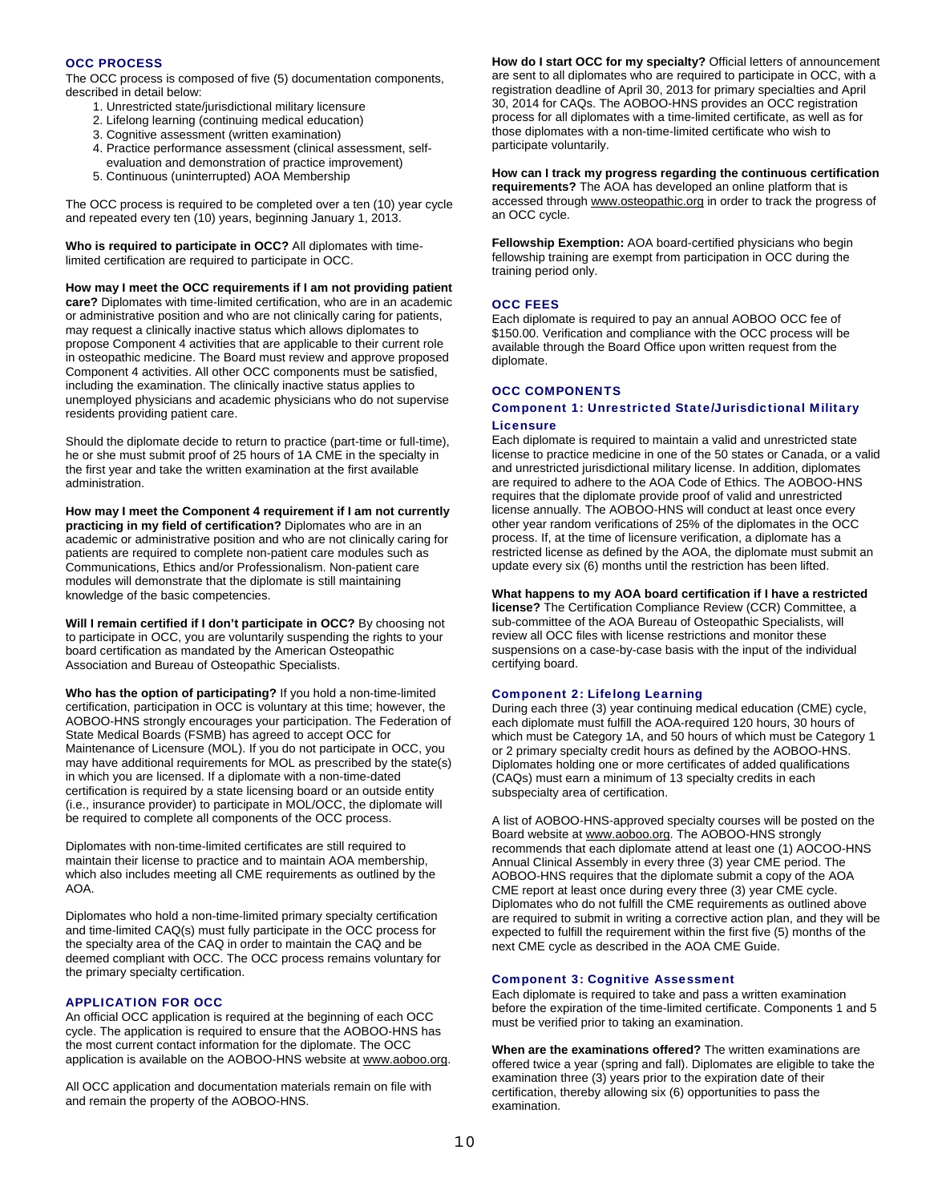## OCC PROCESS

The OCC process is composed of five (5) documentation components, described in detail below:

1. Unrestricted state/jurisdictional military licensure
2. Lifelong learning (continuing medical education)
3. Cognitive assessment (written examination)
4. Practice performance assessment (clinical assessment, self-evaluation and demonstration of practice improvement)
5. Continuous (uninterrupted) AOA Membership

The OCC process is required to be completed over a ten (10) year cycle and repeated every ten (10) years, beginning January 1, 2013.

**Who is required to participate in OCC?** All diplomates with time-limited certification are required to participate in OCC.

**How may I meet the OCC requirements if I am not providing patient care?** Diplomates with time-limited certification, who are in an academic or administrative position and who are not clinically caring for patients, may request a clinically inactive status which allows diplomates to propose Component 4 activities that are applicable to their current role in osteopathic medicine. The Board must review and approve proposed Component 4 activities. All other OCC components must be satisfied, including the examination. The clinically inactive status applies to unemployed physicians and academic physicians who do not supervise residents providing patient care.

Should the diplomate decide to return to practice (part-time or full-time), he or she must submit proof of 25 hours of 1A CME in the specialty in the first year and take the written examination at the first available administration.

**How may I meet the Component 4 requirement if I am not currently practicing in my field of certification?** Diplomates who are in an academic or administrative position and who are not clinically caring for patients are required to complete non-patient care modules such as Communications, Ethics and/or Professionalism. Non-patient care modules will demonstrate that the diplomate is still maintaining knowledge of the basic competencies.

**Will I remain certified if I don't participate in OCC?** By choosing not to participate in OCC, you are voluntarily suspending the rights to your board certification as mandated by the American Osteopathic Association and Bureau of Osteopathic Specialists.

**Who has the option of participating?** If you hold a non-time-limited certification, participation in OCC is voluntary at this time; however, the AOBOO-HNS strongly encourages your participation. The Federation of State Medical Boards (FSMB) has agreed to accept OCC for Maintenance of Licensure (MOL). If you do not participate in OCC, you may have additional requirements for MOL as prescribed by the state(s) in which you are licensed. If a diplomate with a non-time-dated certification is required by a state licensing board or an outside entity (i.e., insurance provider) to participate in MOL/OCC, the diplomate will be required to complete all components of the OCC process.

Diplomates with non-time-limited certificates are still required to maintain their license to practice and to maintain AOA membership, which also includes meeting all CME requirements as outlined by the AOA.

Diplomates who hold a non-time-limited primary specialty certification and time-limited CAQ(s) must fully participate in the OCC process for the specialty area of the CAQ in order to maintain the CAQ and be deemed compliant with OCC. The OCC process remains voluntary for the primary specialty certification.

## APPLICATION FOR OCC

An official OCC application is required at the beginning of each OCC cycle. The application is required to ensure that the AOBOO-HNS has the most current contact information for the diplomate. The OCC application is available on the AOBOO-HNS website at www.aoboo.org.

All OCC application and documentation materials remain on file with and remain the property of the AOBOO-HNS.

**How do I start OCC for my specialty?** Official letters of announcement are sent to all diplomates who are required to participate in OCC, with a registration deadline of April 30, 2013 for primary specialties and April 30, 2014 for CAQs. The AOBOO-HNS provides an OCC registration process for all diplomates with a time-limited certificate, as well as for those diplomates with a non-time-limited certificate who wish to participate voluntarily.

**How can I track my progress regarding the continuous certification requirements?** The AOA has developed an online platform that is accessed through www.osteopathic.org in order to track the progress of an OCC cycle.

**Fellowship Exemption:** AOA board-certified physicians who begin fellowship training are exempt from participation in OCC during the training period only.

## OCC FEES

Each diplomate is required to pay an annual AOBOO OCC fee of $150.00. Verification and compliance with the OCC process will be available through the Board Office upon written request from the diplomate.

## OCC COMPONENTS

### Component 1: Unrestricted State/Jurisdictional Military Licensure

Each diplomate is required to maintain a valid and unrestricted state license to practice medicine in one of the 50 states or Canada, or a valid and unrestricted jurisdictional military license. In addition, diplomates are required to adhere to the AOA Code of Ethics. The AOBOO-HNS requires that the diplomate provide proof of valid and unrestricted license annually. The AOBOO-HNS will conduct at least once every other year random verifications of 25% of the diplomates in the OCC process. If, at the time of licensure verification, a diplomate has a restricted license as defined by the AOA, the diplomate must submit an update every six (6) months until the restriction has been lifted.

**What happens to my AOA board certification if I have a restricted license?** The Certification Compliance Review (CCR) Committee, a sub-committee of the AOA Bureau of Osteopathic Specialists, will review all OCC files with license restrictions and monitor these suspensions on a case-by-case basis with the input of the individual certifying board.

### Component 2: Lifelong Learning

During each three (3) year continuing medical education (CME) cycle, each diplomate must fulfill the AOA-required 120 hours, 30 hours of which must be Category 1A, and 50 hours of which must be Category 1 or 2 primary specialty credit hours as defined by the AOBOO-HNS. Diplomates holding one or more certificates of added qualifications (CAQs) must earn a minimum of 13 specialty credits in each subspecialty area of certification.

A list of AOBOO-HNS-approved specialty courses will be posted on the Board website at www.aoboo.org. The AOBOO-HNS strongly recommends that each diplomate attend at least one (1) AOCOO-HNS Annual Clinical Assembly in every three (3) year CME period. The AOBOO-HNS requires that the diplomate submit a copy of the AOA CME report at least once during every three (3) year CME cycle. Diplomates who do not fulfill the CME requirements as outlined above are required to submit in writing a corrective action plan, and they will be expected to fulfill the requirement within the first five (5) months of the next CME cycle as described in the AOA CME Guide.

### Component 3: Cognitive Assessment

Each diplomate is required to take and pass a written examination before the expiration of the time-limited certificate. Components 1 and 5 must be verified prior to taking an examination.

**When are the examinations offered?** The written examinations are offered twice a year (spring and fall). Diplomates are eligible to take the examination three (3) years prior to the expiration date of their certification, thereby allowing six (6) opportunities to pass the examination.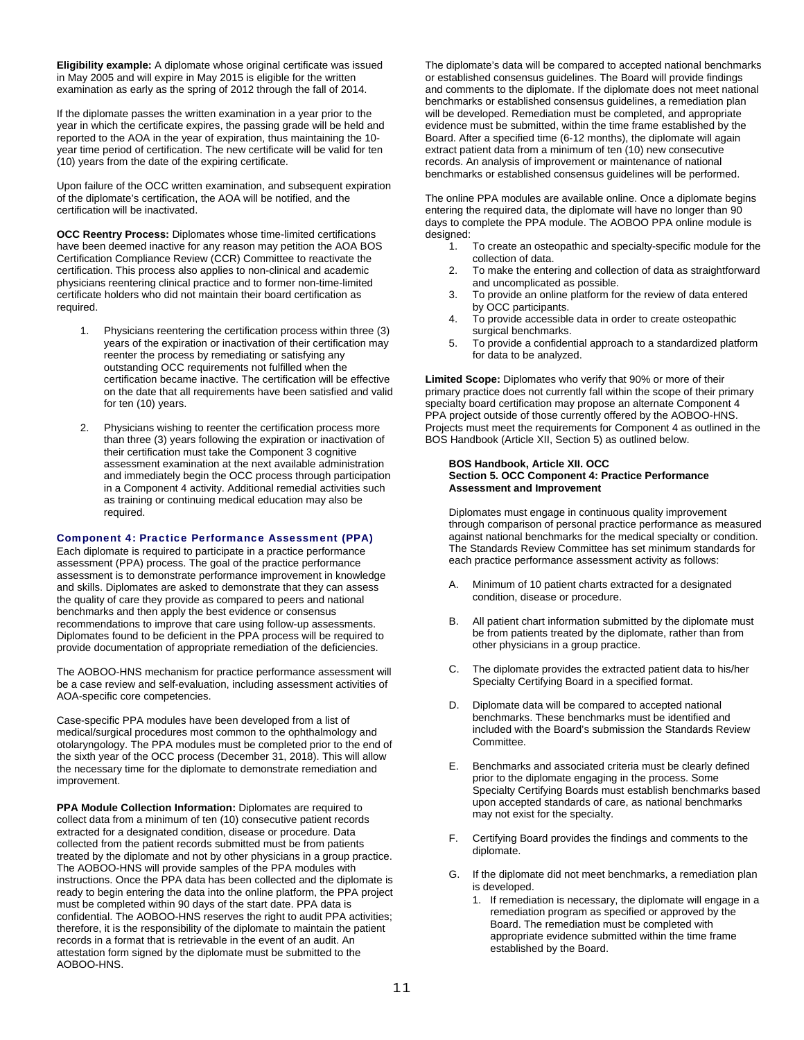**Eligibility example:** A diplomate whose original certificate was issued in May 2005 and will expire in May 2015 is eligible for the written examination as early as the spring of 2012 through the fall of 2014.

If the diplomate passes the written examination in a year prior to the year in which the certificate expires, the passing grade will be held and reported to the AOA in the year of expiration, thus maintaining the 10-year time period of certification. The new certificate will be valid for ten (10) years from the date of the expiring certificate.

Upon failure of the OCC written examination, and subsequent expiration of the diplomate's certification, the AOA will be notified, and the certification will be inactivated.

**OCC Reentry Process:** Diplomates whose time-limited certifications have been deemed inactive for any reason may petition the AOA BOS Certification Compliance Review (CCR) Committee to reactivate the certification. This process also applies to non-clinical and academic physicians reentering clinical practice and to former non-time-limited certificate holders who did not maintain their board certification as required.

1. Physicians reentering the certification process within three (3) years of the expiration or inactivation of their certification may reenter the process by remediating or satisfying any outstanding OCC requirements not fulfilled when the certification became inactive. The certification will be effective on the date that all requirements have been satisfied and valid for ten (10) years.

2. Physicians wishing to reenter the certification process more than three (3) years following the expiration or inactivation of their certification must take the Component 3 cognitive assessment examination at the next available administration and immediately begin the OCC process through participation in a Component 4 activity. Additional remedial activities such as training or continuing medical education may also be required.

### Component 4: Practice Performance Assessment (PPA)

Each diplomate is required to participate in a practice performance assessment (PPA) process. The goal of the practice performance assessment is to demonstrate performance improvement in knowledge and skills. Diplomates are asked to demonstrate that they can assess the quality of care they provide as compared to peers and national benchmarks and then apply the best evidence or consensus recommendations to improve that care using follow-up assessments. Diplomates found to be deficient in the PPA process will be required to provide documentation of appropriate remediation of the deficiencies.

The AOBOO-HNS mechanism for practice performance assessment will be a case review and self-evaluation, including assessment activities of AOA-specific core competencies.

Case-specific PPA modules have been developed from a list of medical/surgical procedures most common to the ophthalmology and otolaryngology. The PPA modules must be completed prior to the end of the sixth year of the OCC process (December 31, 2018). This will allow the necessary time for the diplomate to demonstrate remediation and improvement.

**PPA Module Collection Information:** Diplomates are required to collect data from a minimum of ten (10) consecutive patient records extracted for a designated condition, disease or procedure. Data collected from the patient records submitted must be from patients treated by the diplomate and not by other physicians in a group practice. The AOBOO-HNS will provide samples of the PPA modules with instructions. Once the PPA data has been collected and the diplomate is ready to begin entering the data into the online platform, the PPA project must be completed within 90 days of the start date. PPA data is confidential. The AOBOO-HNS reserves the right to audit PPA activities; therefore, it is the responsibility of the diplomate to maintain the patient records in a format that is retrievable in the event of an audit. An attestation form signed by the diplomate must be submitted to the AOBOO-HNS.

The diplomate's data will be compared to accepted national benchmarks or established consensus guidelines. The Board will provide findings and comments to the diplomate. If the diplomate does not meet national benchmarks or established consensus guidelines, a remediation plan will be developed. Remediation must be completed, and appropriate evidence must be submitted, within the time frame established by the Board. After a specified time (6-12 months), the diplomate will again extract patient data from a minimum of ten (10) new consecutive records. An analysis of improvement or maintenance of national benchmarks or established consensus guidelines will be performed.

The online PPA modules are available online. Once a diplomate begins entering the required data, the diplomate will have no longer than 90 days to complete the PPA module. The AOBOO PPA online module is designed:

1. To create an osteopathic and specialty-specific module for the collection of data.
2. To make the entering and collection of data as straightforward and uncomplicated as possible.
3. To provide an online platform for the review of data entered by OCC participants.
4. To provide accessible data in order to create osteopathic surgical benchmarks.
5. To provide a confidential approach to a standardized platform for data to be analyzed.

**Limited Scope:** Diplomates who verify that 90% or more of their primary practice does not currently fall within the scope of their primary specialty board certification may propose an alternate Component 4 PPA project outside of those currently offered by the AOBOO-HNS. Projects must meet the requirements for Component 4 as outlined in the BOS Handbook (Article XII, Section 5) as outlined below.

**BOS Handbook, Article XII. OCC**
**Section 5. OCC Component 4: Practice Performance Assessment and Improvement**

Diplomates must engage in continuous quality improvement through comparison of personal practice performance as measured against national benchmarks for the medical specialty or condition. The Standards Review Committee has set minimum standards for each practice performance assessment activity as follows:

A. Minimum of 10 patient charts extracted for a designated condition, disease or procedure.

B. All patient chart information submitted by the diplomate must be from patients treated by the diplomate, rather than from other physicians in a group practice.

C. The diplomate provides the extracted patient data to his/her Specialty Certifying Board in a specified format.

D. Diplomate data will be compared to accepted national benchmarks. These benchmarks must be identified and included with the Board's submission the Standards Review Committee.

E. Benchmarks and associated criteria must be clearly defined prior to the diplomate engaging in the process. Some Specialty Certifying Boards must establish benchmarks based upon accepted standards of care, as national benchmarks may not exist for the specialty.

F. Certifying Board provides the findings and comments to the diplomate.

G. If the diplomate did not meet benchmarks, a remediation plan is developed.
   1. If remediation is necessary, the diplomate will engage in a remediation program as specified or approved by the Board. The remediation must be completed with appropriate evidence submitted within the time frame established by the Board.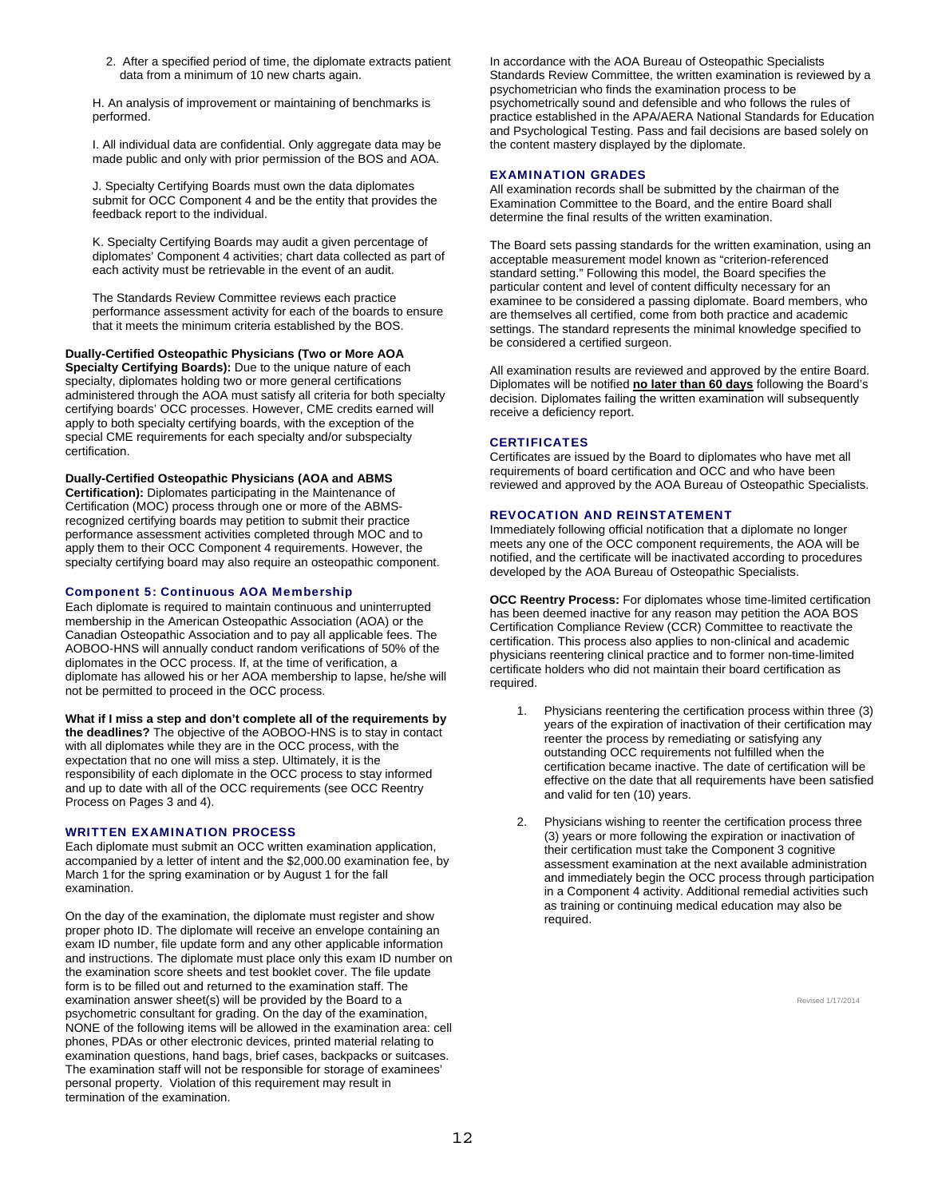2. After a specified period of time, the diplomate extracts patient data from a minimum of 10 new charts again.

H. An analysis of improvement or maintaining of benchmarks is performed.

I. All individual data are confidential. Only aggregate data may be made public and only with prior permission of the BOS and AOA.

J. Specialty Certifying Boards must own the data diplomates submit for OCC Component 4 and be the entity that provides the feedback report to the individual.

K. Specialty Certifying Boards may audit a given percentage of diplomates' Component 4 activities; chart data collected as part of each activity must be retrievable in the event of an audit.

The Standards Review Committee reviews each practice performance assessment activity for each of the boards to ensure that it meets the minimum criteria established by the BOS.

**Dually-Certified Osteopathic Physicians (Two or More AOA Specialty Certifying Boards):** Due to the unique nature of each specialty, diplomates holding two or more general certifications administered through the AOA must satisfy all criteria for both specialty certifying boards' OCC processes. However, CME credits earned will apply to both specialty certifying boards, with the exception of the special CME requirements for each specialty and/or subspecialty certification.

**Dually-Certified Osteopathic Physicians (AOA and ABMS Certification):** Diplomates participating in the Maintenance of Certification (MOC) process through one or more of the ABMS-recognized certifying boards may petition to submit their practice performance assessment activities completed through MOC and to apply them to their OCC Component 4 requirements. However, the specialty certifying board may also require an osteopathic component.

### Component 5: Continuous AOA Membership

Each diplomate is required to maintain continuous and uninterrupted membership in the American Osteopathic Association (AOA) or the Canadian Osteopathic Association and to pay all applicable fees. The AOBOO-HNS will annually conduct random verifications of 50% of the diplomates in the OCC process. If, at the time of verification, a diplomate has allowed his or her AOA membership to lapse, he/she will not be permitted to proceed in the OCC process.

**What if I miss a step and don't complete all of the requirements by the deadlines?** The objective of the AOBOO-HNS is to stay in contact with all diplomates while they are in the OCC process, with the expectation that no one will miss a step. Ultimately, it is the responsibility of each diplomate in the OCC process to stay informed and up to date with all of the OCC requirements (see OCC Reentry Process on Pages 3 and 4).

## WRITTEN EXAMINATION PROCESS

Each diplomate must submit an OCC written examination application, accompanied by a letter of intent and the $2,000.00 examination fee, by March 1 for the spring examination or by August 1 for the fall examination.

On the day of the examination, the diplomate must register and show proper photo ID. The diplomate will receive an envelope containing an exam ID number, file update form and any other applicable information and instructions. The diplomate must place only this exam ID number on the examination score sheets and test booklet cover. The file update form is to be filled out and returned to the examination staff. The examination answer sheet(s) will be provided by the Board to a psychometric consultant for grading. On the day of the examination, NONE of the following items will be allowed in the examination area: cell phones, PDAs or other electronic devices, printed material relating to examination questions, hand bags, brief cases, backpacks or suitcases. The examination staff will not be responsible for storage of examinees' personal property. Violation of this requirement may result in termination of the examination.

In accordance with the AOA Bureau of Osteopathic Specialists Standards Review Committee, the written examination is reviewed by a psychometrician who finds the examination process to be psychometrically sound and defensible and who follows the rules of practice established in the APA/AERA National Standards for Education and Psychological Testing. Pass and fail decisions are based solely on the content mastery displayed by the diplomate.

## EXAMINATION GRADES

All examination records shall be submitted by the chairman of the Examination Committee to the Board, and the entire Board shall determine the final results of the written examination.

The Board sets passing standards for the written examination, using an acceptable measurement model known as "criterion-referenced standard setting." Following this model, the Board specifies the particular content and level of content difficulty necessary for an examinee to be considered a passing diplomate. Board members, who are themselves all certified, come from both practice and academic settings. The standard represents the minimal knowledge specified to be considered a certified surgeon.

All examination results are reviewed and approved by the entire Board. Diplomates will be notified **no later than 60 days** following the Board's decision. Diplomates failing the written examination will subsequently receive a deficiency report.

## CERTIFICATES

Certificates are issued by the Board to diplomates who have met all requirements of board certification and OCC and who have been reviewed and approved by the AOA Bureau of Osteopathic Specialists.

## REVOCATION AND REINSTATEMENT

Immediately following official notification that a diplomate no longer meets any one of the OCC component requirements, the AOA will be notified, and the certificate will be inactivated according to procedures developed by the AOA Bureau of Osteopathic Specialists.

**OCC Reentry Process:** For diplomates whose time-limited certification has been deemed inactive for any reason may petition the AOA BOS Certification Compliance Review (CCR) Committee to reactivate the certification. This process also applies to non-clinical and academic physicians reentering clinical practice and to former non-time-limited certificate holders who did not maintain their board certification as required.

1. Physicians reentering the certification process within three (3) years of the expiration of inactivation of their certification may reenter the process by remediating or satisfying any outstanding OCC requirements not fulfilled when the certification became inactive. The date of certification will be effective on the date that all requirements have been satisfied and valid for ten (10) years.

2. Physicians wishing to reenter the certification process three (3) years or more following the expiration or inactivation of their certification must take the Component 3 cognitive assessment examination at the next available administration and immediately begin the OCC process through participation in a Component 4 activity. Additional remedial activities such as training or continuing medical education may also be required.

Revised 1/17/2014